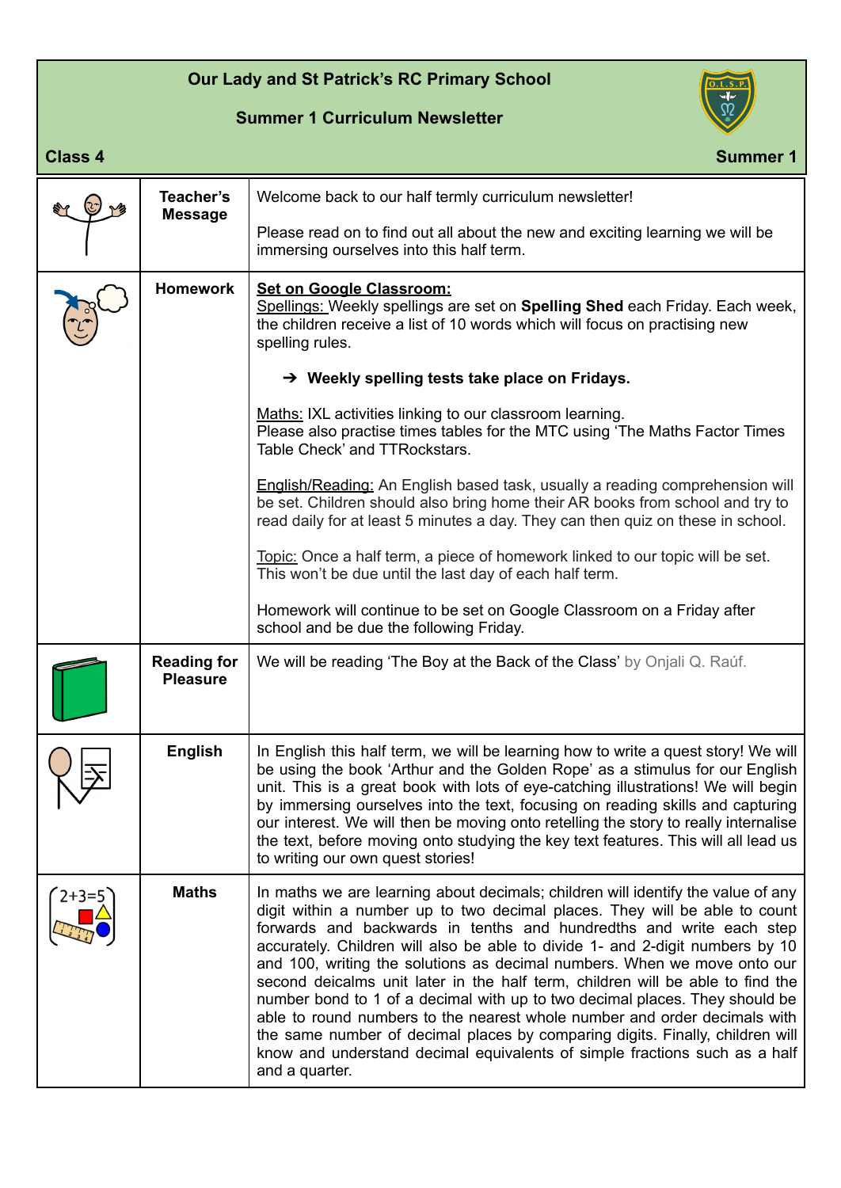# Our Lady and St Patrick's RC Primary School

## Summer 1 Curriculum Newsletter

**Class 4** | **Summer 1**

| | | |
|---|---|---|
| | **Teacher's Message** | Welcome back to our half termly curriculum newsletter!<br><br>Please read on to find out all about the new and exciting learning we will be immersing ourselves into this half term. |
| | **Homework** | **Set on Google Classroom:**<br>Spellings: Weekly spellings are set on **Spelling Shed** each Friday. Each week, the children receive a list of 10 words which will focus on practising new spelling rules.<br><br>➔ **Weekly spelling tests take place on Fridays.**<br><br>Maths: IXL activities linking to our classroom learning.<br>Please also practise times tables for the MTC using 'The Maths Factor Times Table Check' and TTRockstars.<br><br>English/Reading: An English based task, usually a reading comprehension will be set. Children should also bring home their AR books from school and try to read daily for at least 5 minutes a day. They can then quiz on these in school.<br><br>Topic: Once a half term, a piece of homework linked to our topic will be set. This won't be due until the last day of each half term.<br><br>Homework will continue to be set on Google Classroom on a Friday after school and be due the following Friday. |
| | **Reading for Pleasure** | We will be reading 'The Boy at the Back of the Class' by Onjali Q. Raúf. |
| | **English** | In English this half term, we will be learning how to write a quest story! We will be using the book 'Arthur and the Golden Rope' as a stimulus for our English unit. This is a great book with lots of eye-catching illustrations! We will begin by immersing ourselves into the text, focusing on reading skills and capturing our interest. We will then be moving onto retelling the story to really internalise the text, before moving onto studying the key text features. This will all lead us to writing our own quest stories! |
| | **Maths** | In maths we are learning about decimals; children will identify the value of any digit within a number up to two decimal places. They will be able to count forwards and backwards in tenths and hundredths and write each step accurately. Children will also be able to divide 1- and 2-digit numbers by 10 and 100, writing the solutions as decimal numbers. When we move onto our second deicalms unit later in the half term, children will be able to find the number bond to 1 of a decimal with up to two decimal places. They should be able to round numbers to the nearest whole number and order decimals with the same number of decimal places by comparing digits. Finally, children will know and understand decimal equivalents of simple fractions such as a half and a quarter. |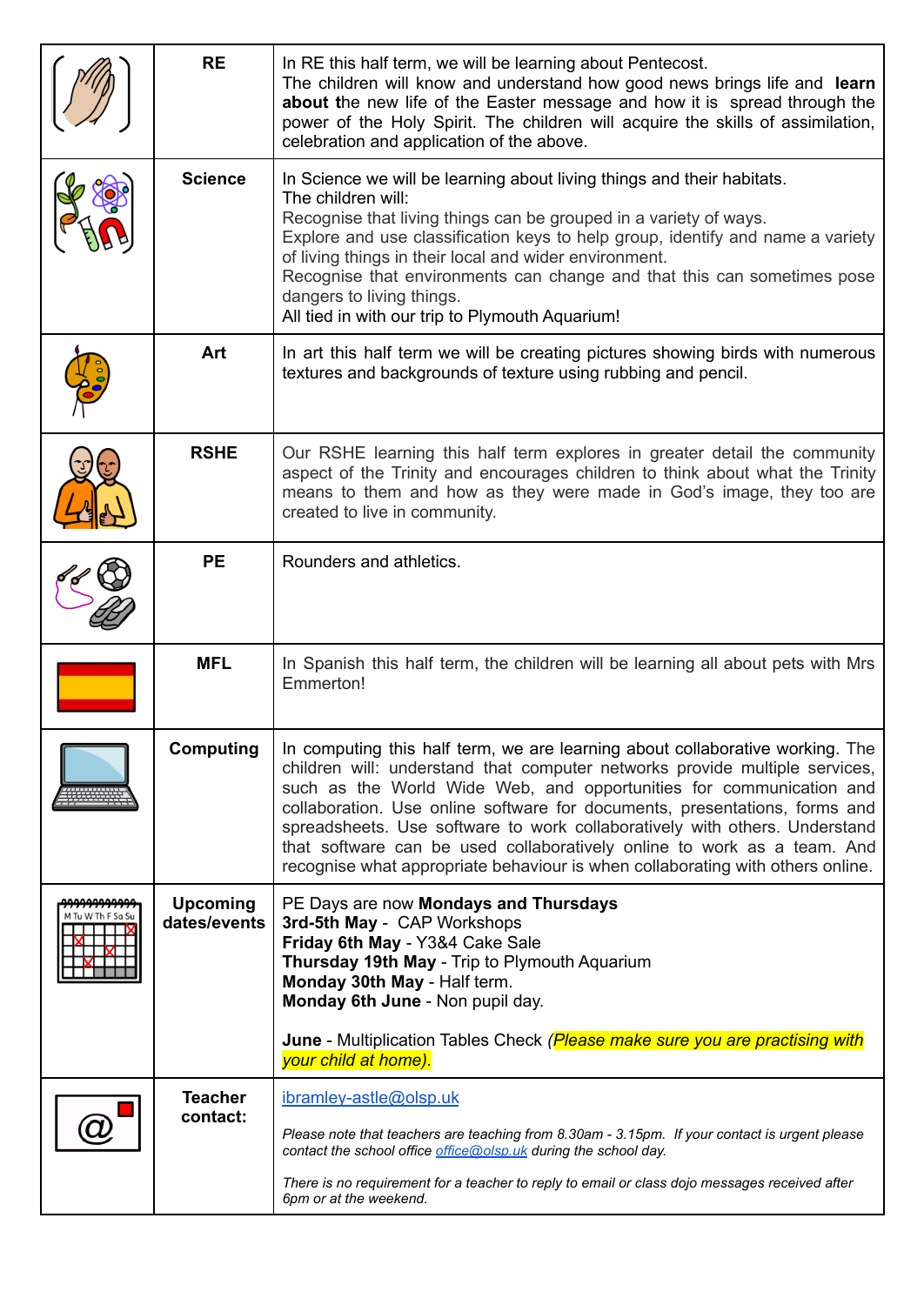| | | |
|---|---|---|
| | **RE** | In RE this half term, we will be learning about Pentecost.<br>The children will know and understand how good news brings life and **learn about t**he new life of the Easter message and how it is spread through the power of the Holy Spirit. The children will acquire the skills of assimilation, celebration and application of the above. |
| | **Science** | In Science we will be learning about living things and their habitats.<br>The children will:<br>Recognise that living things can be grouped in a variety of ways.<br>Explore and use classification keys to help group, identify and name a variety of living things in their local and wider environment.<br>Recognise that environments can change and that this can sometimes pose dangers to living things.<br>All tied in with our trip to Plymouth Aquarium! |
| | **Art** | In art this half term we will be creating pictures showing birds with numerous textures and backgrounds of texture using rubbing and pencil. |
| | **RSHE** | Our RSHE learning this half term explores in greater detail the community aspect of the Trinity and encourages children to think about what the Trinity means to them and how as they were made in God's image, they too are created to live in community. |
| | **PE** | Rounders and athletics. |
| | **MFL** | In Spanish this half term, the children will be learning all about pets with Mrs Emmerton! |
| | **Computing** | In computing this half term, we are learning about collaborative working. The children will: understand that computer networks provide multiple services, such as the World Wide Web, and opportunities for communication and collaboration. Use online software for documents, presentations, forms and spreadsheets. Use software to work collaboratively with others. Understand that software can be used collaboratively online to work as a team. And recognise what appropriate behaviour is when collaborating with others online. |
| | **Upcoming dates/events** | PE Days are now **Mondays and Thursdays**<br>**3rd-5th May** - CAP Workshops<br>**Friday 6th May** - Y3&4 Cake Sale<br>**Thursday 19th May** - Trip to Plymouth Aquarium<br>**Monday 30th May** - Half term.<br>**Monday 6th June** - Non pupil day.<br><br>**June** - Multiplication Tables Check (*Please make sure you are practising with your child at home).* |
| | **Teacher contact:** | ibramley-astle@olsp.uk<br><br>*Please note that teachers are teaching from 8.30am - 3.15pm. If your contact is urgent please contact the school office office@olsp.uk during the school day.*<br><br>*There is no requirement for a teacher to reply to email or class dojo messages received after 6pm or at the weekend.* |